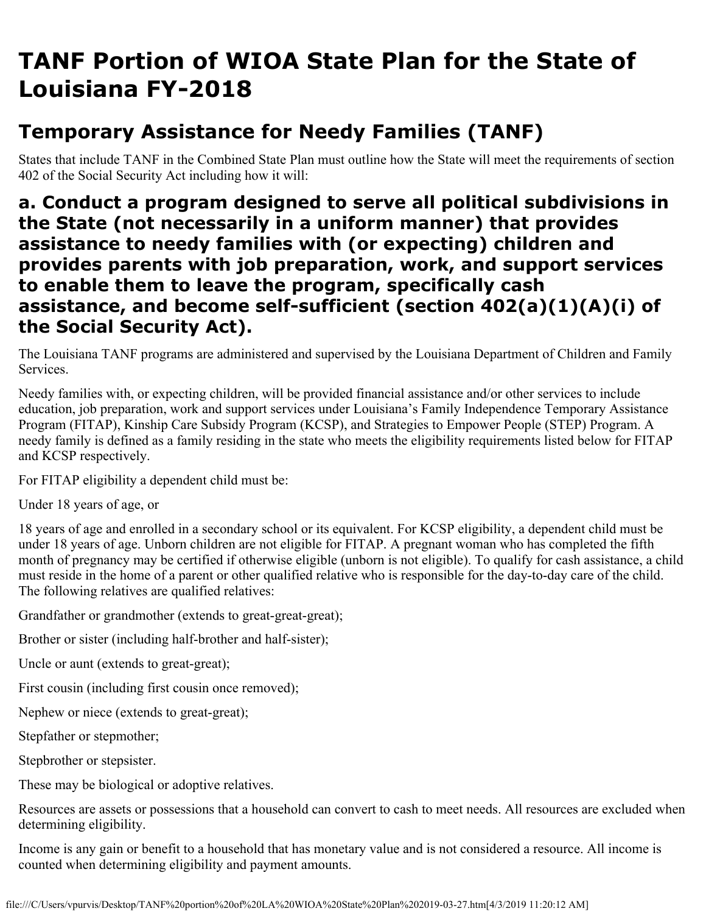# TANF Portion of WIOA State Plan for the State of Louisiana FY-2018

## Temporary Assistance for Needy Families (TANF)

States that include TANF in the Combined State Plan must outline how the State will meet the requirements of section 402 of the Social Security Act including how it will:

### a. Conduct a program designed to serve all political subdivisions in the State (not necessarily in a uniform manner) that provides assistance to needy families with (or expecting) children and provides parents with job preparation, work, and support services to enable them to leave the program, specifically cash assistance, and become self-sufficient (section 402(a)(1)(A)(i) of the Social Security Act).

The Louisiana TANF programs are administered and supervised by the Louisiana Department of Children and Family Services.

Needy families with, or expecting children, will be provided financial assistance and/or other services to include education, job preparation, work and support services under Louisiana's Family Independence Temporary Assistance Program (FITAP), Kinship Care Subsidy Program (KCSP), and Strategies to Empower People (STEP) Program. A needy family is defined as a family residing in the state who meets the eligibility requirements listed below for FITAP and KCSP respectively.

For FITAP eligibility a dependent child must be:

Under 18 years of age, or

18 years of age and enrolled in a secondary school or its equivalent. For KCSP eligibility, a dependent child must be under 18 years of age. Unborn children are not eligible for FITAP. A pregnant woman who has completed the fifth month of pregnancy may be certified if otherwise eligible (unborn is not eligible). To qualify for cash assistance, a child must reside in the home of a parent or other qualified relative who is responsible for the day-to-day care of the child. The following relatives are qualified relatives:

Grandfather or grandmother (extends to great-great-great);

Brother or sister (including half-brother and half-sister);

Uncle or aunt (extends to great-great);

First cousin (including first cousin once removed);

Nephew or niece (extends to great-great);

Stepfather or stepmother;

Stepbrother or stepsister.

These may be biological or adoptive relatives.

Resources are assets or possessions that a household can convert to cash to meet needs. All resources are excluded when determining eligibility.

Income is any gain or benefit to a household that has monetary value and is not considered a resource. All income is counted when determining eligibility and payment amounts.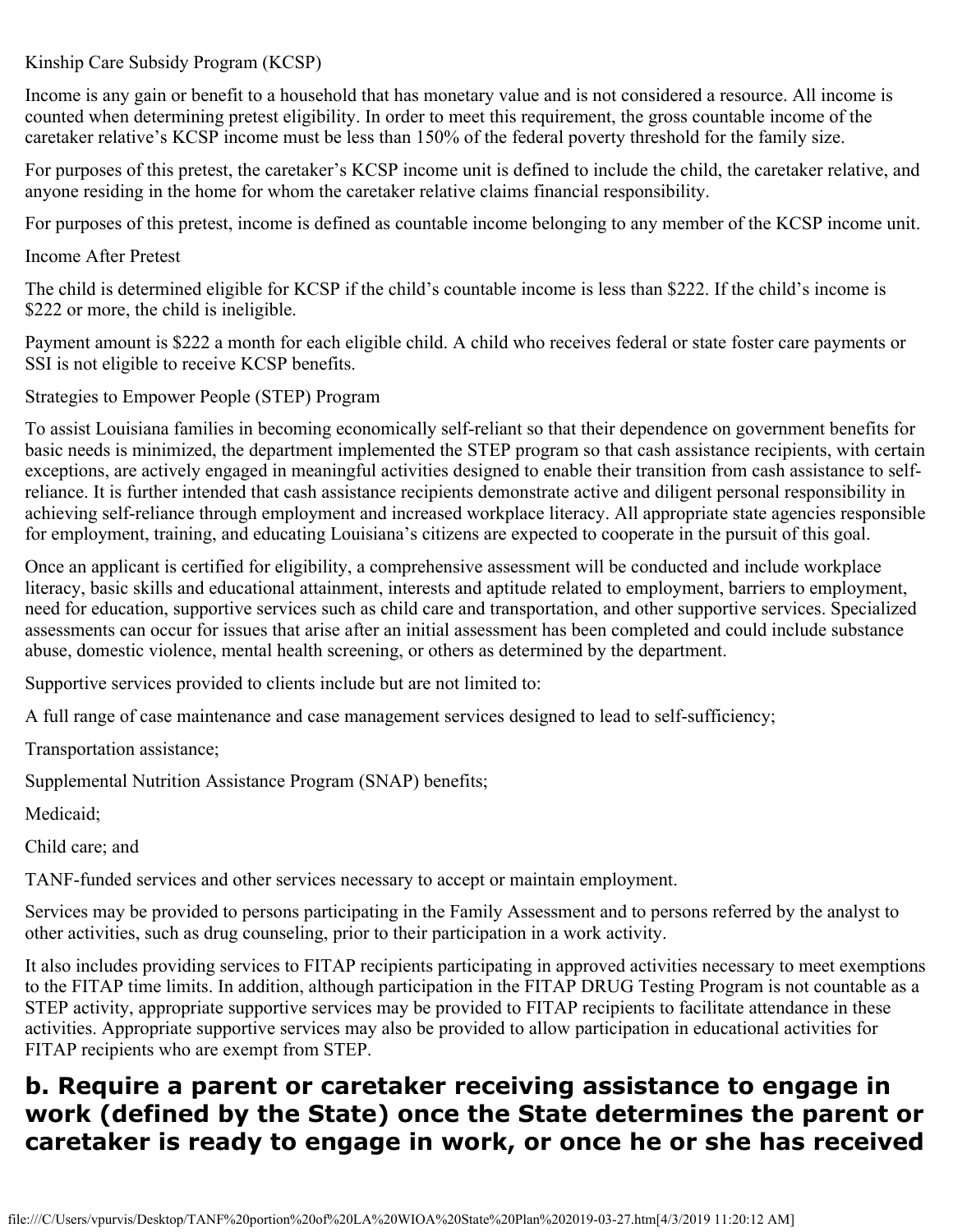Kinship Care Subsidy Program (KCSP)

Income is any gain or benefit to a household that has monetary value and is not considered a resource. All income is counted when determining pretest eligibility. In order to meet this requirement, the gross countable income of the caretaker relative's KCSP income must be less than 150% of the federal poverty threshold for the family size.

For purposes of this pretest, the caretaker's KCSP income unit is defined to include the child, the caretaker relative, and anyone residing in the home for whom the caretaker relative claims financial responsibility.

For purposes of this pretest, income is defined as countable income belonging to any member of the KCSP income unit.

Income After Pretest

The child is determined eligible for KCSP if the child's countable income is less than $222. If the child's income is $222 or more, the child is ineligible.

Payment amount is $222 a month for each eligible child. A child who receives federal or state foster care payments or SSI is not eligible to receive KCSP benefits.

Strategies to Empower People (STEP) Program

To assist Louisiana families in becoming economically self-reliant so that their dependence on government benefits for basic needs is minimized, the department implemented the STEP program so that cash assistance recipients, with certain exceptions, are actively engaged in meaningful activities designed to enable their transition from cash assistance to self-reliance. It is further intended that cash assistance recipients demonstrate active and diligent personal responsibility in achieving self-reliance through employment and increased workplace literacy. All appropriate state agencies responsible for employment, training, and educating Louisiana's citizens are expected to cooperate in the pursuit of this goal.

Once an applicant is certified for eligibility, a comprehensive assessment will be conducted and include workplace literacy, basic skills and educational attainment, interests and aptitude related to employment, barriers to employment, need for education, supportive services such as child care and transportation, and other supportive services. Specialized assessments can occur for issues that arise after an initial assessment has been completed and could include substance abuse, domestic violence, mental health screening, or others as determined by the department.

Supportive services provided to clients include but are not limited to:

A full range of case maintenance and case management services designed to lead to self-sufficiency;

Transportation assistance;

Supplemental Nutrition Assistance Program (SNAP) benefits;

Medicaid;

Child care; and

TANF-funded services and other services necessary to accept or maintain employment.

Services may be provided to persons participating in the Family Assessment and to persons referred by the analyst to other activities, such as drug counseling, prior to their participation in a work activity.

It also includes providing services to FITAP recipients participating in approved activities necessary to meet exemptions to the FITAP time limits. In addition, although participation in the FITAP DRUG Testing Program is not countable as a STEP activity, appropriate supportive services may be provided to FITAP recipients to facilitate attendance in these activities. Appropriate supportive services may also be provided to allow participation in educational activities for FITAP recipients who are exempt from STEP.

## b. Require a parent or caretaker receiving assistance to engage in work (defined by the State) once the State determines the parent or caretaker is ready to engage in work, or once he or she has received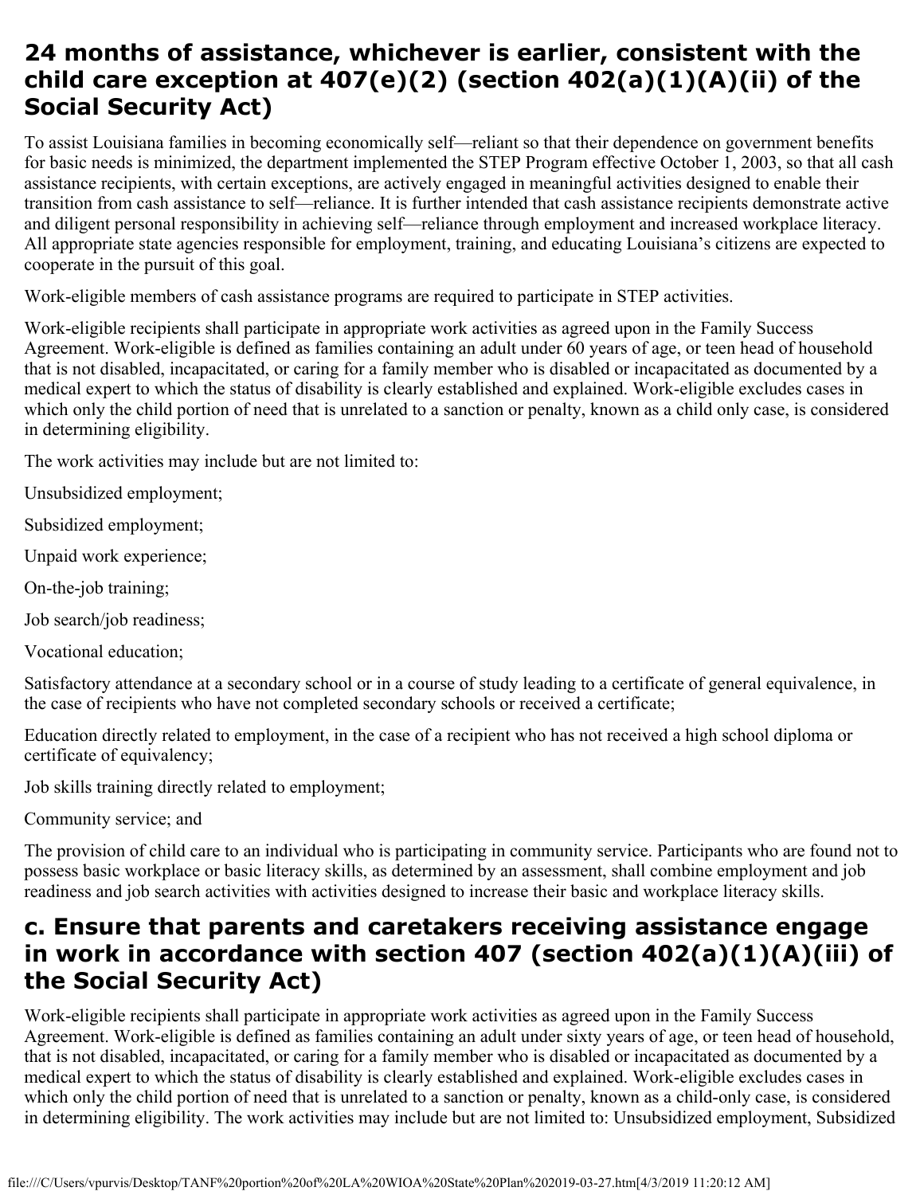## 24 months of assistance, whichever is earlier, consistent with the child care exception at 407(e)(2) (section 402(a)(1)(A)(ii) of the Social Security Act)

To assist Louisiana families in becoming economically self—reliant so that their dependence on government benefits for basic needs is minimized, the department implemented the STEP Program effective October 1, 2003, so that all cash assistance recipients, with certain exceptions, are actively engaged in meaningful activities designed to enable their transition from cash assistance to self—reliance. It is further intended that cash assistance recipients demonstrate active and diligent personal responsibility in achieving self—reliance through employment and increased workplace literacy. All appropriate state agencies responsible for employment, training, and educating Louisiana's citizens are expected to cooperate in the pursuit of this goal.

Work-eligible members of cash assistance programs are required to participate in STEP activities.

Work-eligible recipients shall participate in appropriate work activities as agreed upon in the Family Success Agreement. Work-eligible is defined as families containing an adult under 60 years of age, or teen head of household that is not disabled, incapacitated, or caring for a family member who is disabled or incapacitated as documented by a medical expert to which the status of disability is clearly established and explained. Work-eligible excludes cases in which only the child portion of need that is unrelated to a sanction or penalty, known as a child only case, is considered in determining eligibility.

The work activities may include but are not limited to:

Unsubsidized employment;

Subsidized employment;

Unpaid work experience;

On-the-job training;

Job search/job readiness;

Vocational education;

Satisfactory attendance at a secondary school or in a course of study leading to a certificate of general equivalence, in the case of recipients who have not completed secondary schools or received a certificate;

Education directly related to employment, in the case of a recipient who has not received a high school diploma or certificate of equivalency;

Job skills training directly related to employment;

Community service; and

The provision of child care to an individual who is participating in community service. Participants who are found not to possess basic workplace or basic literacy skills, as determined by an assessment, shall combine employment and job readiness and job search activities with activities designed to increase their basic and workplace literacy skills.

## c. Ensure that parents and caretakers receiving assistance engage in work in accordance with section 407 (section 402(a)(1)(A)(iii) of the Social Security Act)

Work-eligible recipients shall participate in appropriate work activities as agreed upon in the Family Success Agreement. Work-eligible is defined as families containing an adult under sixty years of age, or teen head of household, that is not disabled, incapacitated, or caring for a family member who is disabled or incapacitated as documented by a medical expert to which the status of disability is clearly established and explained. Work-eligible excludes cases in which only the child portion of need that is unrelated to a sanction or penalty, known as a child-only case, is considered in determining eligibility. The work activities may include but are not limited to: Unsubsidized employment, Subsidized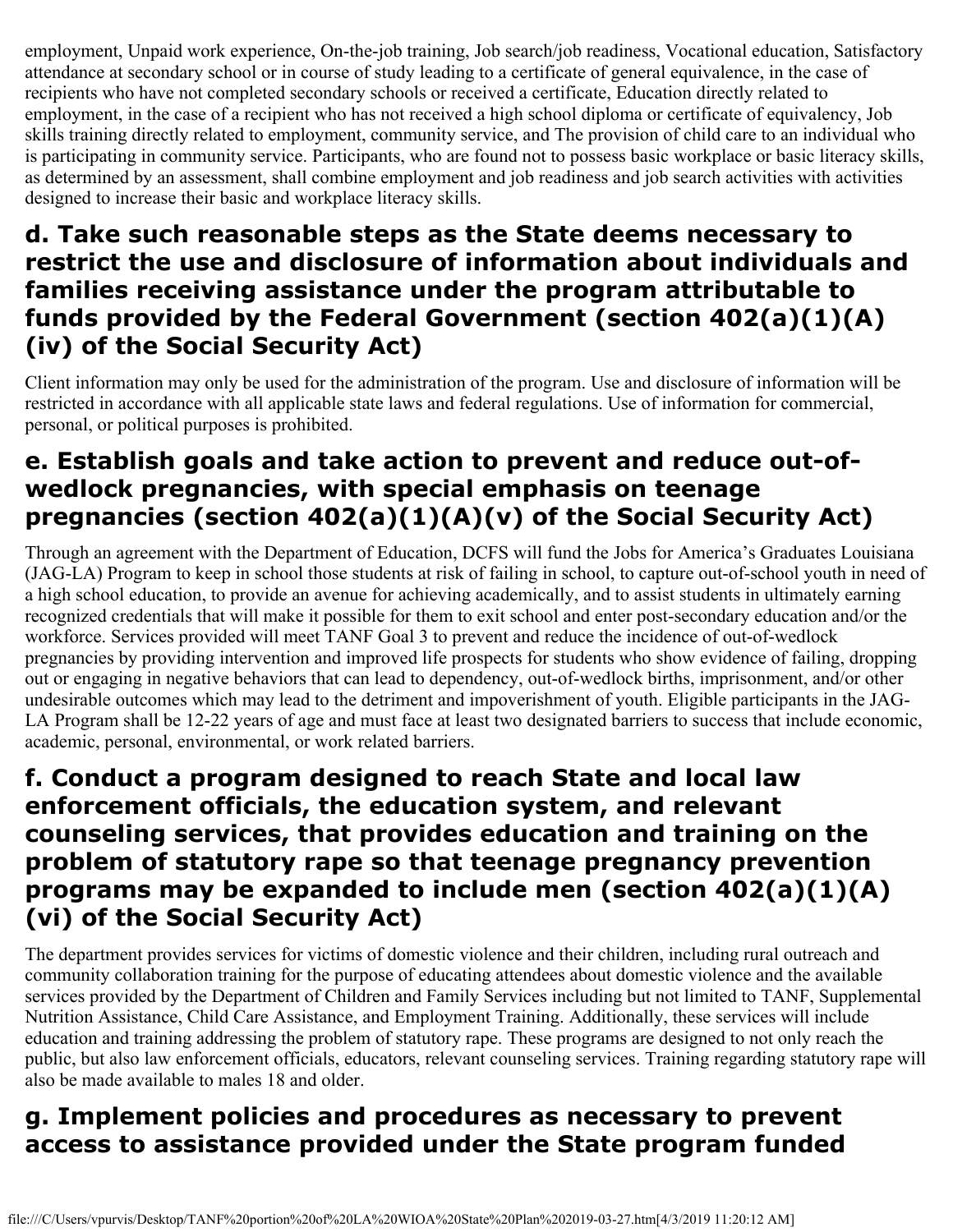employment, Unpaid work experience, On-the-job training, Job search/job readiness, Vocational education, Satisfactory attendance at secondary school or in course of study leading to a certificate of general equivalence, in the case of recipients who have not completed secondary schools or received a certificate, Education directly related to employment, in the case of a recipient who has not received a high school diploma or certificate of equivalency, Job skills training directly related to employment, community service, and The provision of child care to an individual who is participating in community service. Participants, who are found not to possess basic workplace or basic literacy skills, as determined by an assessment, shall combine employment and job readiness and job search activities with activities designed to increase their basic and workplace literacy skills.

## d. Take such reasonable steps as the State deems necessary to restrict the use and disclosure of information about individuals and families receiving assistance under the program attributable to funds provided by the Federal Government (section 402(a)(1)(A)(iv) of the Social Security Act)

Client information may only be used for the administration of the program. Use and disclosure of information will be restricted in accordance with all applicable state laws and federal regulations. Use of information for commercial, personal, or political purposes is prohibited.

## e. Establish goals and take action to prevent and reduce out-of-wedlock pregnancies, with special emphasis on teenage pregnancies (section 402(a)(1)(A)(v) of the Social Security Act)

Through an agreement with the Department of Education, DCFS will fund the Jobs for America's Graduates Louisiana (JAG-LA) Program to keep in school those students at risk of failing in school, to capture out-of-school youth in need of a high school education, to provide an avenue for achieving academically, and to assist students in ultimately earning recognized credentials that will make it possible for them to exit school and enter post-secondary education and/or the workforce. Services provided will meet TANF Goal 3 to prevent and reduce the incidence of out-of-wedlock pregnancies by providing intervention and improved life prospects for students who show evidence of failing, dropping out or engaging in negative behaviors that can lead to dependency, out-of-wedlock births, imprisonment, and/or other undesirable outcomes which may lead to the detriment and impoverishment of youth. Eligible participants in the JAG-LA Program shall be 12-22 years of age and must face at least two designated barriers to success that include economic, academic, personal, environmental, or work related barriers.

## f. Conduct a program designed to reach State and local law enforcement officials, the education system, and relevant counseling services, that provides education and training on the problem of statutory rape so that teenage pregnancy prevention programs may be expanded to include men (section 402(a)(1)(A)(vi) of the Social Security Act)

The department provides services for victims of domestic violence and their children, including rural outreach and community collaboration training for the purpose of educating attendees about domestic violence and the available services provided by the Department of Children and Family Services including but not limited to TANF, Supplemental Nutrition Assistance, Child Care Assistance, and Employment Training. Additionally, these services will include education and training addressing the problem of statutory rape. These programs are designed to not only reach the public, but also law enforcement officials, educators, relevant counseling services. Training regarding statutory rape will also be made available to males 18 and older.

## g. Implement policies and procedures as necessary to prevent access to assistance provided under the State program funded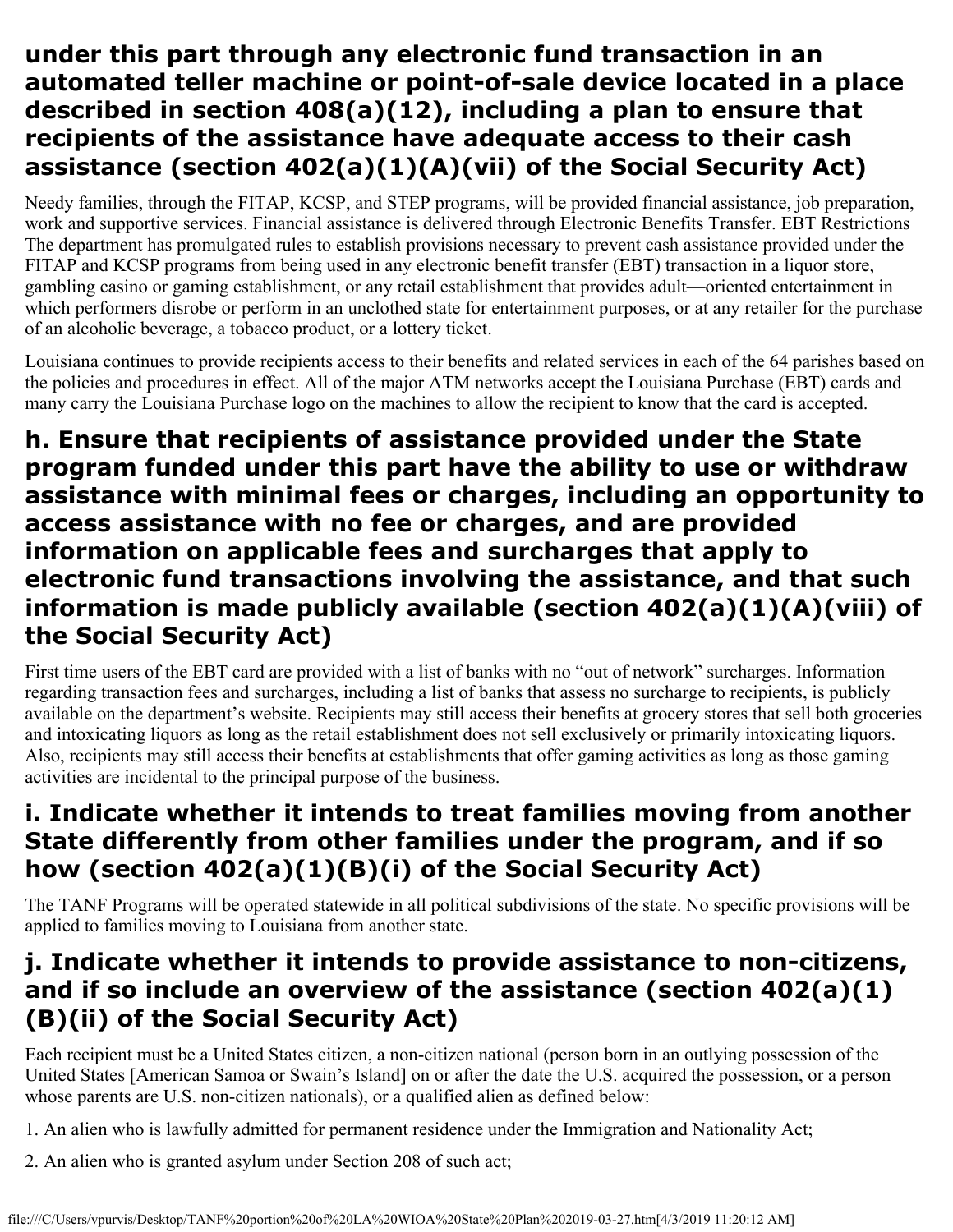## under this part through any electronic fund transaction in an automated teller machine or point-of-sale device located in a place described in section 408(a)(12), including a plan to ensure that recipients of the assistance have adequate access to their cash assistance (section 402(a)(1)(A)(vii) of the Social Security Act)

Needy families, through the FITAP, KCSP, and STEP programs, will be provided financial assistance, job preparation, work and supportive services. Financial assistance is delivered through Electronic Benefits Transfer. EBT Restrictions The department has promulgated rules to establish provisions necessary to prevent cash assistance provided under the FITAP and KCSP programs from being used in any electronic benefit transfer (EBT) transaction in a liquor store, gambling casino or gaming establishment, or any retail establishment that provides adult—oriented entertainment in which performers disrobe or perform in an unclothed state for entertainment purposes, or at any retailer for the purchase of an alcoholic beverage, a tobacco product, or a lottery ticket.

Louisiana continues to provide recipients access to their benefits and related services in each of the 64 parishes based on the policies and procedures in effect. All of the major ATM networks accept the Louisiana Purchase (EBT) cards and many carry the Louisiana Purchase logo on the machines to allow the recipient to know that the card is accepted.

## h. Ensure that recipients of assistance provided under the State program funded under this part have the ability to use or withdraw assistance with minimal fees or charges, including an opportunity to access assistance with no fee or charges, and are provided information on applicable fees and surcharges that apply to electronic fund transactions involving the assistance, and that such information is made publicly available (section 402(a)(1)(A)(viii) of the Social Security Act)

First time users of the EBT card are provided with a list of banks with no "out of network" surcharges. Information regarding transaction fees and surcharges, including a list of banks that assess no surcharge to recipients, is publicly available on the department's website. Recipients may still access their benefits at grocery stores that sell both groceries and intoxicating liquors as long as the retail establishment does not sell exclusively or primarily intoxicating liquors. Also, recipients may still access their benefits at establishments that offer gaming activities as long as those gaming activities are incidental to the principal purpose of the business.

## i. Indicate whether it intends to treat families moving from another State differently from other families under the program, and if so how (section 402(a)(1)(B)(i) of the Social Security Act)

The TANF Programs will be operated statewide in all political subdivisions of the state. No specific provisions will be applied to families moving to Louisiana from another state.

## j. Indicate whether it intends to provide assistance to non-citizens, and if so include an overview of the assistance (section 402(a)(1)(B)(ii) of the Social Security Act)

Each recipient must be a United States citizen, a non-citizen national (person born in an outlying possession of the United States [American Samoa or Swain's Island] on or after the date the U.S. acquired the possession, or a person whose parents are U.S. non-citizen nationals), or a qualified alien as defined below:

1. An alien who is lawfully admitted for permanent residence under the Immigration and Nationality Act;
2. An alien who is granted asylum under Section 208 of such act;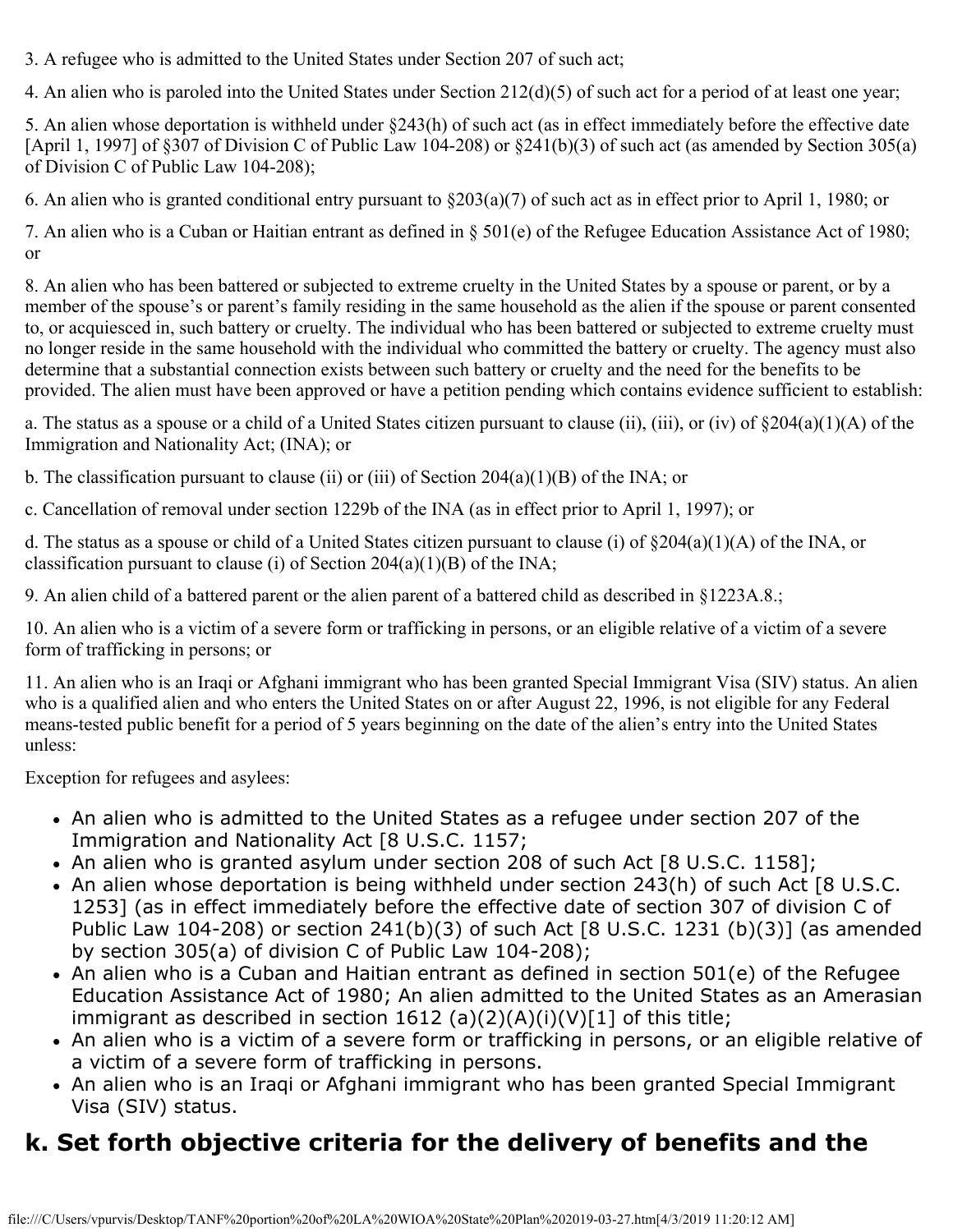3. A refugee who is admitted to the United States under Section 207 of such act;

4. An alien who is paroled into the United States under Section 212(d)(5) of such act for a period of at least one year;

5. An alien whose deportation is withheld under §243(h) of such act (as in effect immediately before the effective date [April 1, 1997] of §307 of Division C of Public Law 104-208) or §241(b)(3) of such act (as amended by Section 305(a) of Division C of Public Law 104-208);

6. An alien who is granted conditional entry pursuant to §203(a)(7) of such act as in effect prior to April 1, 1980; or

7. An alien who is a Cuban or Haitian entrant as defined in § 501(e) of the Refugee Education Assistance Act of 1980; or

8. An alien who has been battered or subjected to extreme cruelty in the United States by a spouse or parent, or by a member of the spouse's or parent's family residing in the same household as the alien if the spouse or parent consented to, or acquiesced in, such battery or cruelty. The individual who has been battered or subjected to extreme cruelty must no longer reside in the same household with the individual who committed the battery or cruelty. The agency must also determine that a substantial connection exists between such battery or cruelty and the need for the benefits to be provided. The alien must have been approved or have a petition pending which contains evidence sufficient to establish:

a. The status as a spouse or a child of a United States citizen pursuant to clause (ii), (iii), or (iv) of §204(a)(1)(A) of the Immigration and Nationality Act; (INA); or

b. The classification pursuant to clause (ii) or (iii) of Section 204(a)(1)(B) of the INA; or

c. Cancellation of removal under section 1229b of the INA (as in effect prior to April 1, 1997); or

d. The status as a spouse or child of a United States citizen pursuant to clause (i) of §204(a)(1)(A) of the INA, or classification pursuant to clause (i) of Section 204(a)(1)(B) of the INA;

9. An alien child of a battered parent or the alien parent of a battered child as described in §1223A.8.;

10. An alien who is a victim of a severe form or trafficking in persons, or an eligible relative of a victim of a severe form of trafficking in persons; or

11. An alien who is an Iraqi or Afghani immigrant who has been granted Special Immigrant Visa (SIV) status. An alien who is a qualified alien and who enters the United States on or after August 22, 1996, is not eligible for any Federal means-tested public benefit for a period of 5 years beginning on the date of the alien's entry into the United States unless:

Exception for refugees and asylees:

- An alien who is admitted to the United States as a refugee under section 207 of the Immigration and Nationality Act [8 U.S.C. 1157;
- An alien who is granted asylum under section 208 of such Act [8 U.S.C. 1158];
- An alien whose deportation is being withheld under section 243(h) of such Act [8 U.S.C. 1253] (as in effect immediately before the effective date of section 307 of division C of Public Law 104-208) or section 241(b)(3) of such Act [8 U.S.C. 1231 (b)(3)] (as amended by section 305(a) of division C of Public Law 104-208);
- An alien who is a Cuban and Haitian entrant as defined in section 501(e) of the Refugee Education Assistance Act of 1980; An alien admitted to the United States as an Amerasian immigrant as described in section 1612 (a)(2)(A)(i)(V)[1] of this title;
- An alien who is a victim of a severe form or trafficking in persons, or an eligible relative of a victim of a severe form of trafficking in persons.
- An alien who is an Iraqi or Afghani immigrant who has been granted Special Immigrant Visa (SIV) status.

## k. Set forth objective criteria for the delivery of benefits and the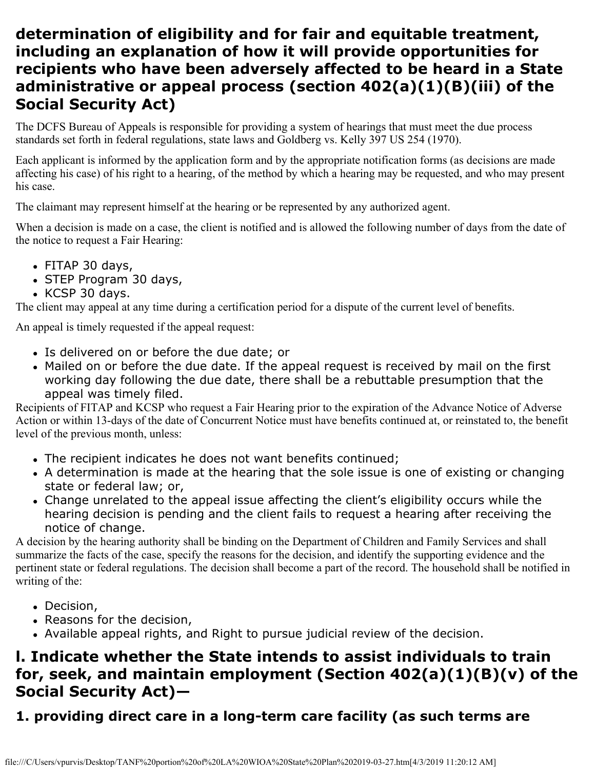## determination of eligibility and for fair and equitable treatment, including an explanation of how it will provide opportunities for recipients who have been adversely affected to be heard in a State administrative or appeal process (section 402(a)(1)(B)(iii) of the Social Security Act)

The DCFS Bureau of Appeals is responsible for providing a system of hearings that must meet the due process standards set forth in federal regulations, state laws and Goldberg vs. Kelly 397 US 254 (1970).

Each applicant is informed by the application form and by the appropriate notification forms (as decisions are made affecting his case) of his right to a hearing, of the method by which a hearing may be requested, and who may present his case.

The claimant may represent himself at the hearing or be represented by any authorized agent.

When a decision is made on a case, the client is notified and is allowed the following number of days from the date of the notice to request a Fair Hearing:

- FITAP 30 days,
- STEP Program 30 days,
- KCSP 30 days.

The client may appeal at any time during a certification period for a dispute of the current level of benefits.

An appeal is timely requested if the appeal request:

- Is delivered on or before the due date; or
- Mailed on or before the due date. If the appeal request is received by mail on the first working day following the due date, there shall be a rebuttable presumption that the appeal was timely filed.

Recipients of FITAP and KCSP who request a Fair Hearing prior to the expiration of the Advance Notice of Adverse Action or within 13-days of the date of Concurrent Notice must have benefits continued at, or reinstated to, the benefit level of the previous month, unless:

- The recipient indicates he does not want benefits continued;
- A determination is made at the hearing that the sole issue is one of existing or changing state or federal law; or,
- Change unrelated to the appeal issue affecting the client's eligibility occurs while the hearing decision is pending and the client fails to request a hearing after receiving the notice of change.

A decision by the hearing authority shall be binding on the Department of Children and Family Services and shall summarize the facts of the case, specify the reasons for the decision, and identify the supporting evidence and the pertinent state or federal regulations. The decision shall become a part of the record. The household shall be notified in writing of the:

- Decision,
- Reasons for the decision,
- Available appeal rights, and Right to pursue judicial review of the decision.

## l. Indicate whether the State intends to assist individuals to train for, seek, and maintain employment (Section 402(a)(1)(B)(v) of the Social Security Act)—

### 1. providing direct care in a long-term care facility (as such terms are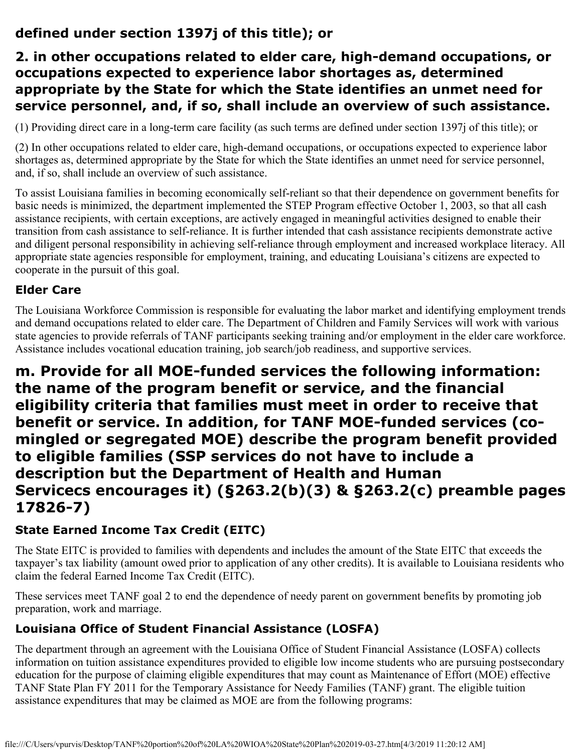**defined under section 1397j of this title); or**

### 2. in other occupations related to elder care, high-demand occupations, or occupations expected to experience labor shortages as, determined appropriate by the State for which the State identifies an unmet need for service personnel, and, if so, shall include an overview of such assistance.

(1) Providing direct care in a long-term care facility (as such terms are defined under section 1397j of this title); or

(2) In other occupations related to elder care, high-demand occupations, or occupations expected to experience labor shortages as, determined appropriate by the State for which the State identifies an unmet need for service personnel, and, if so, shall include an overview of such assistance.

To assist Louisiana families in becoming economically self-reliant so that their dependence on government benefits for basic needs is minimized, the department implemented the STEP Program effective October 1, 2003, so that all cash assistance recipients, with certain exceptions, are actively engaged in meaningful activities designed to enable their transition from cash assistance to self-reliance. It is further intended that cash assistance recipients demonstrate active and diligent personal responsibility in achieving self-reliance through employment and increased workplace literacy. All appropriate state agencies responsible for employment, training, and educating Louisiana's citizens are expected to cooperate in the pursuit of this goal.

#### Elder Care

The Louisiana Workforce Commission is responsible for evaluating the labor market and identifying employment trends and demand occupations related to elder care. The Department of Children and Family Services will work with various state agencies to provide referrals of TANF participants seeking training and/or employment in the elder care workforce. Assistance includes vocational education training, job search/job readiness, and supportive services.

## m. Provide for all MOE-funded services the following information: the name of the program benefit or service, and the financial eligibility criteria that families must meet in order to receive that benefit or service. In addition, for TANF MOE-funded services (co-mingled or segregated MOE) describe the program benefit provided to eligible families (SSP services do not have to include a description but the Department of Health and Human Servicecs encourages it) (§263.2(b)(3) & §263.2(c) preamble pages 17826-7)

#### State Earned Income Tax Credit (EITC)

The State EITC is provided to families with dependents and includes the amount of the State EITC that exceeds the taxpayer's tax liability (amount owed prior to application of any other credits). It is available to Louisiana residents who claim the federal Earned Income Tax Credit (EITC).

These services meet TANF goal 2 to end the dependence of needy parent on government benefits by promoting job preparation, work and marriage.

#### Louisiana Office of Student Financial Assistance (LOSFA)

The department through an agreement with the Louisiana Office of Student Financial Assistance (LOSFA) collects information on tuition assistance expenditures provided to eligible low income students who are pursuing postsecondary education for the purpose of claiming eligible expenditures that may count as Maintenance of Effort (MOE) effective TANF State Plan FY 2011 for the Temporary Assistance for Needy Families (TANF) grant. The eligible tuition assistance expenditures that may be claimed as MOE are from the following programs: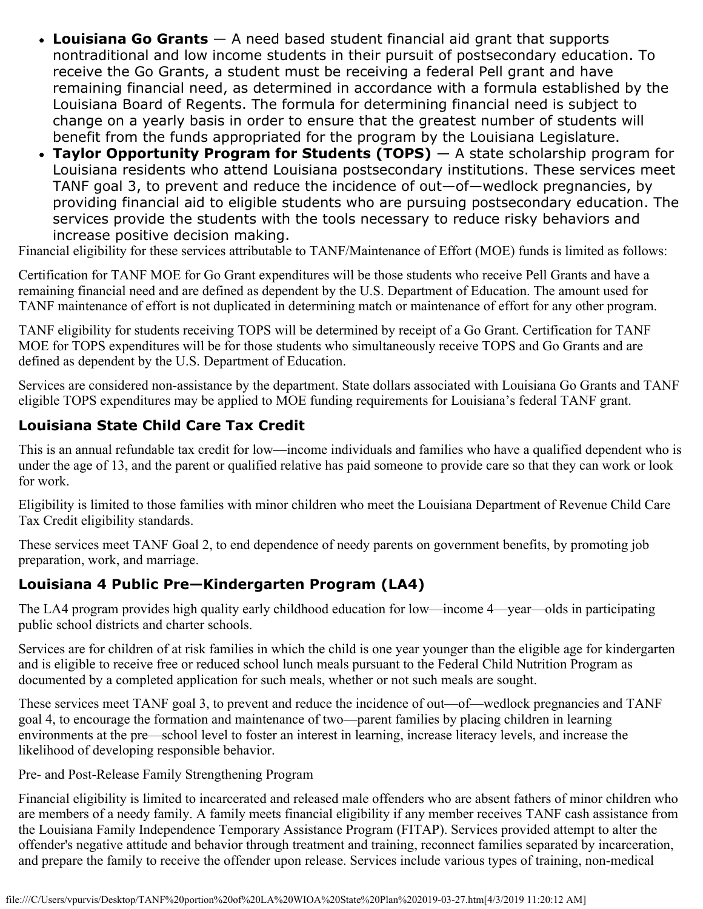- **Louisiana Go Grants** — A need based student financial aid grant that supports nontraditional and low income students in their pursuit of postsecondary education. To receive the Go Grants, a student must be receiving a federal Pell grant and have remaining financial need, as determined in accordance with a formula established by the Louisiana Board of Regents. The formula for determining financial need is subject to change on a yearly basis in order to ensure that the greatest number of students will benefit from the funds appropriated for the program by the Louisiana Legislature.
- **Taylor Opportunity Program for Students (TOPS)** — A state scholarship program for Louisiana residents who attend Louisiana postsecondary institutions. These services meet TANF goal 3, to prevent and reduce the incidence of out—of—wedlock pregnancies, by providing financial aid to eligible students who are pursuing postsecondary education. The services provide the students with the tools necessary to reduce risky behaviors and increase positive decision making.

Financial eligibility for these services attributable to TANF/Maintenance of Effort (MOE) funds is limited as follows:

Certification for TANF MOE for Go Grant expenditures will be those students who receive Pell Grants and have a remaining financial need and are defined as dependent by the U.S. Department of Education. The amount used for TANF maintenance of effort is not duplicated in determining match or maintenance of effort for any other program.

TANF eligibility for students receiving TOPS will be determined by receipt of a Go Grant. Certification for TANF MOE for TOPS expenditures will be for those students who simultaneously receive TOPS and Go Grants and are defined as dependent by the U.S. Department of Education.

Services are considered non-assistance by the department. State dollars associated with Louisiana Go Grants and TANF eligible TOPS expenditures may be applied to MOE funding requirements for Louisiana's federal TANF grant.

### Louisiana State Child Care Tax Credit

This is an annual refundable tax credit for low—income individuals and families who have a qualified dependent who is under the age of 13, and the parent or qualified relative has paid someone to provide care so that they can work or look for work.

Eligibility is limited to those families with minor children who meet the Louisiana Department of Revenue Child Care Tax Credit eligibility standards.

These services meet TANF Goal 2, to end dependence of needy parents on government benefits, by promoting job preparation, work, and marriage.

### Louisiana 4 Public Pre—Kindergarten Program (LA4)

The LA4 program provides high quality early childhood education for low—income 4—year—olds in participating public school districts and charter schools.

Services are for children of at risk families in which the child is one year younger than the eligible age for kindergarten and is eligible to receive free or reduced school lunch meals pursuant to the Federal Child Nutrition Program as documented by a completed application for such meals, whether or not such meals are sought.

These services meet TANF goal 3, to prevent and reduce the incidence of out—of—wedlock pregnancies and TANF goal 4, to encourage the formation and maintenance of two—parent families by placing children in learning environments at the pre—school level to foster an interest in learning, increase literacy levels, and increase the likelihood of developing responsible behavior.

Pre- and Post-Release Family Strengthening Program

Financial eligibility is limited to incarcerated and released male offenders who are absent fathers of minor children who are members of a needy family. A family meets financial eligibility if any member receives TANF cash assistance from the Louisiana Family Independence Temporary Assistance Program (FITAP). Services provided attempt to alter the offender's negative attitude and behavior through treatment and training, reconnect families separated by incarceration, and prepare the family to receive the offender upon release. Services include various types of training, non-medical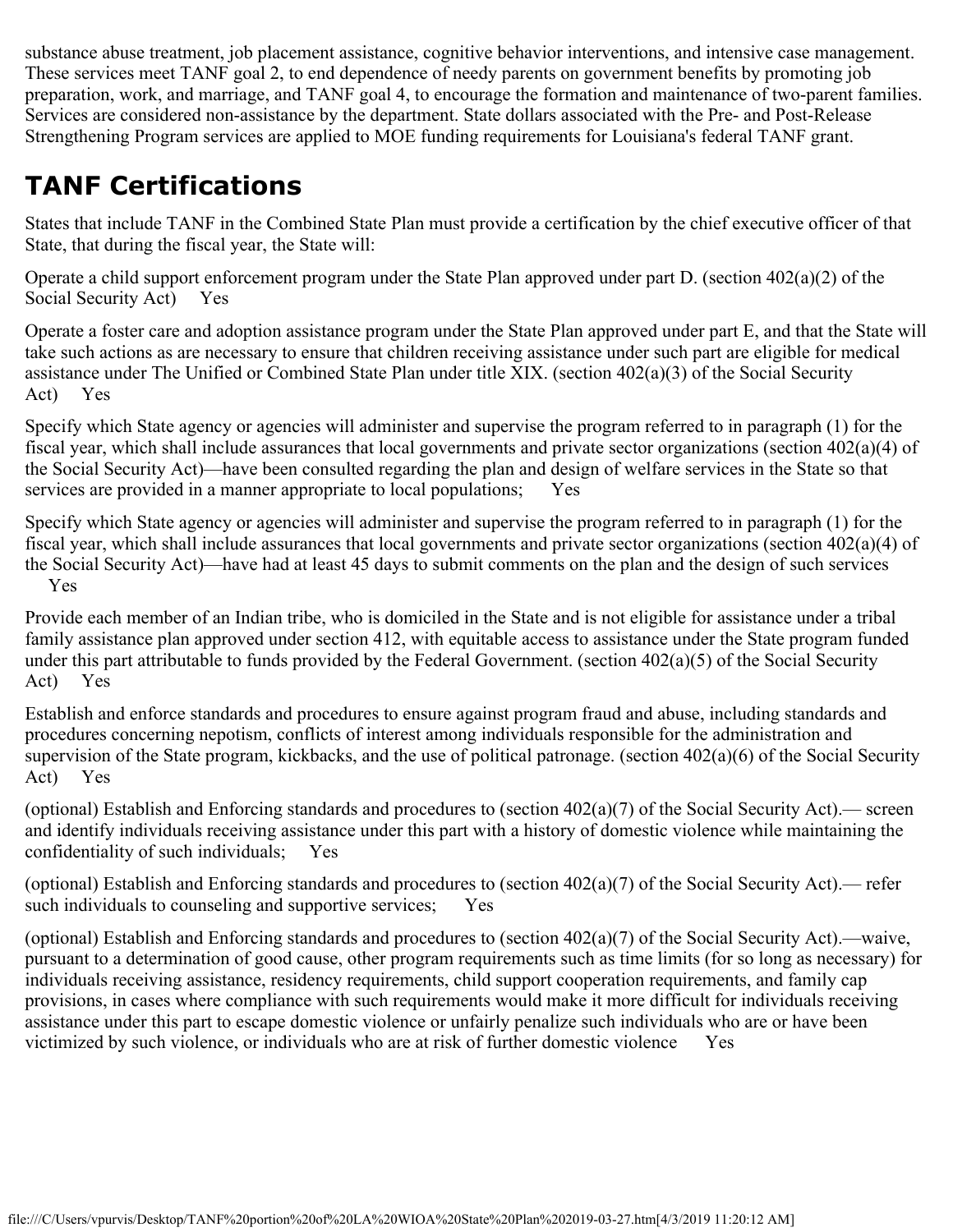substance abuse treatment, job placement assistance, cognitive behavior interventions, and intensive case management. These services meet TANF goal 2, to end dependence of needy parents on government benefits by promoting job preparation, work, and marriage, and TANF goal 4, to encourage the formation and maintenance of two-parent families. Services are considered non-assistance by the department. State dollars associated with the Pre- and Post-Release Strengthening Program services are applied to MOE funding requirements for Louisiana's federal TANF grant.

## TANF Certifications

States that include TANF in the Combined State Plan must provide a certification by the chief executive officer of that State, that during the fiscal year, the State will:

Operate a child support enforcement program under the State Plan approved under part D. (section 402(a)(2) of the Social Security Act) Yes

Operate a foster care and adoption assistance program under the State Plan approved under part E, and that the State will take such actions as are necessary to ensure that children receiving assistance under such part are eligible for medical assistance under The Unified or Combined State Plan under title XIX. (section 402(a)(3) of the Social Security Act) Yes

Specify which State agency or agencies will administer and supervise the program referred to in paragraph (1) for the fiscal year, which shall include assurances that local governments and private sector organizations (section 402(a)(4) of the Social Security Act)—have been consulted regarding the plan and design of welfare services in the State so that services are provided in a manner appropriate to local populations; Yes

Specify which State agency or agencies will administer and supervise the program referred to in paragraph (1) for the fiscal year, which shall include assurances that local governments and private sector organizations (section 402(a)(4) of the Social Security Act)—have had at least 45 days to submit comments on the plan and the design of such services Yes

Provide each member of an Indian tribe, who is domiciled in the State and is not eligible for assistance under a tribal family assistance plan approved under section 412, with equitable access to assistance under the State program funded under this part attributable to funds provided by the Federal Government. (section 402(a)(5) of the Social Security Act) Yes

Establish and enforce standards and procedures to ensure against program fraud and abuse, including standards and procedures concerning nepotism, conflicts of interest among individuals responsible for the administration and supervision of the State program, kickbacks, and the use of political patronage. (section 402(a)(6) of the Social Security Act) Yes

(optional) Establish and Enforcing standards and procedures to (section 402(a)(7) of the Social Security Act).— screen and identify individuals receiving assistance under this part with a history of domestic violence while maintaining the confidentiality of such individuals; Yes

(optional) Establish and Enforcing standards and procedures to (section 402(a)(7) of the Social Security Act).— refer such individuals to counseling and supportive services; Yes

(optional) Establish and Enforcing standards and procedures to (section 402(a)(7) of the Social Security Act).—waive, pursuant to a determination of good cause, other program requirements such as time limits (for so long as necessary) for individuals receiving assistance, residency requirements, child support cooperation requirements, and family cap provisions, in cases where compliance with such requirements would make it more difficult for individuals receiving assistance under this part to escape domestic violence or unfairly penalize such individuals who are or have been victimized by such violence, or individuals who are at risk of further domestic violence Yes